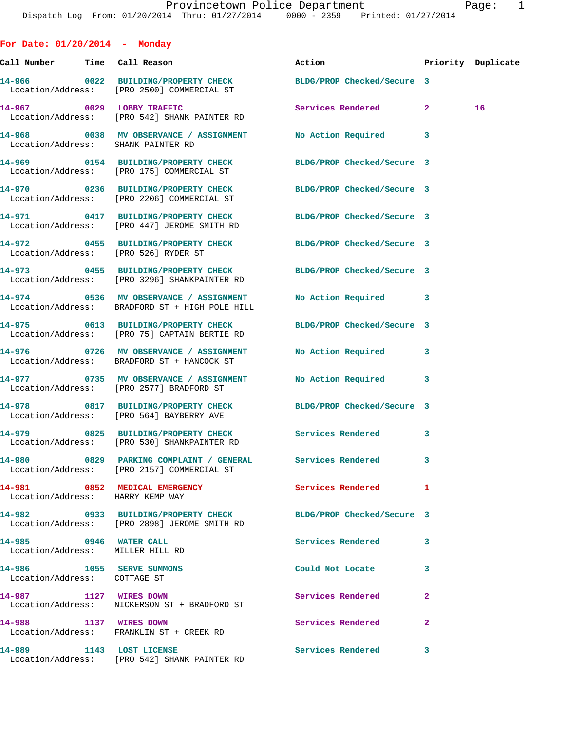**For Date: 01/20/2014 - Monday**

| Call Number | Time | Call Reason | Action | Priority | Duplicate |
|---|---|---|---|---|---|
| 14-966 | 0022 | BUILDING/PROPERTY CHECK | BLDG/PROP Checked/Secure | 3 | |
| Location/Address: | | [PRO 2500] COMMERCIAL ST | | | |
| 14-967 | 0029 | LOBBY TRAFFIC | Services Rendered | 2 | 16 |
| Location/Address: | | [PRO 542] SHANK PAINTER RD | | | |
| 14-968 | 0038 | MV OBSERVANCE / ASSIGNMENT | No Action Required | 3 | |
| Location/Address: | | SHANK PAINTER RD | | | |
| 14-969 | 0154 | BUILDING/PROPERTY CHECK | BLDG/PROP Checked/Secure | 3 | |
| Location/Address: | | [PRO 175] COMMERCIAL ST | | | |
| 14-970 | 0236 | BUILDING/PROPERTY CHECK | BLDG/PROP Checked/Secure | 3 | |
| Location/Address: | | [PRO 2206] COMMERCIAL ST | | | |
| 14-971 | 0417 | BUILDING/PROPERTY CHECK | BLDG/PROP Checked/Secure | 3 | |
| Location/Address: | | [PRO 447] JEROME SMITH RD | | | |
| 14-972 | 0455 | BUILDING/PROPERTY CHECK | BLDG/PROP Checked/Secure | 3 | |
| Location/Address: | | [PRO 526] RYDER ST | | | |
| 14-973 | 0455 | BUILDING/PROPERTY CHECK | BLDG/PROP Checked/Secure | 3 | |
| Location/Address: | | [PRO 3296] SHANKPAINTER RD | | | |
| 14-974 | 0536 | MV OBSERVANCE / ASSIGNMENT | No Action Required | 3 | |
| Location/Address: | | BRADFORD ST + HIGH POLE HILL | | | |
| 14-975 | 0613 | BUILDING/PROPERTY CHECK | BLDG/PROP Checked/Secure | 3 | |
| Location/Address: | | [PRO 75] CAPTAIN BERTIE RD | | | |
| 14-976 | 0726 | MV OBSERVANCE / ASSIGNMENT | No Action Required | 3 | |
| Location/Address: | | BRADFORD ST + HANCOCK ST | | | |
| 14-977 | 0735 | MV OBSERVANCE / ASSIGNMENT | No Action Required | 3 | |
| Location/Address: | | [PRO 2577] BRADFORD ST | | | |
| 14-978 | 0817 | BUILDING/PROPERTY CHECK | BLDG/PROP Checked/Secure | 3 | |
| Location/Address: | | [PRO 564] BAYBERRY AVE | | | |
| 14-979 | 0825 | BUILDING/PROPERTY CHECK | Services Rendered | 3 | |
| Location/Address: | | [PRO 530] SHANKPAINTER RD | | | |
| 14-980 | 0829 | PARKING COMPLAINT / GENERAL | Services Rendered | 3 | |
| Location/Address: | | [PRO 2157] COMMERCIAL ST | | | |
| 14-981 | 0852 | MEDICAL EMERGENCY | Services Rendered | 1 | |
| Location/Address: | | HARRY KEMP WAY | | | |
| 14-982 | 0933 | BUILDING/PROPERTY CHECK | BLDG/PROP Checked/Secure | 3 | |
| Location/Address: | | [PRO 2898] JEROME SMITH RD | | | |
| 14-985 | 0946 | WATER CALL | Services Rendered | 3 | |
| Location/Address: | | MILLER HILL RD | | | |
| 14-986 | 1055 | SERVE SUMMONS | Could Not Locate | 3 | |
| Location/Address: | | COTTAGE ST | | | |
| 14-987 | 1127 | WIRES DOWN | Services Rendered | 2 | |
| Location/Address: | | NICKERSON ST + BRADFORD ST | | | |
| 14-988 | 1137 | WIRES DOWN | Services Rendered | 2 | |
| Location/Address: | | FRANKLIN ST + CREEK RD | | | |
| 14-989 | 1143 | LOST LICENSE | Services Rendered | 3 | |
| Location/Address: | | [PRO 542] SHANK PAINTER RD | | | |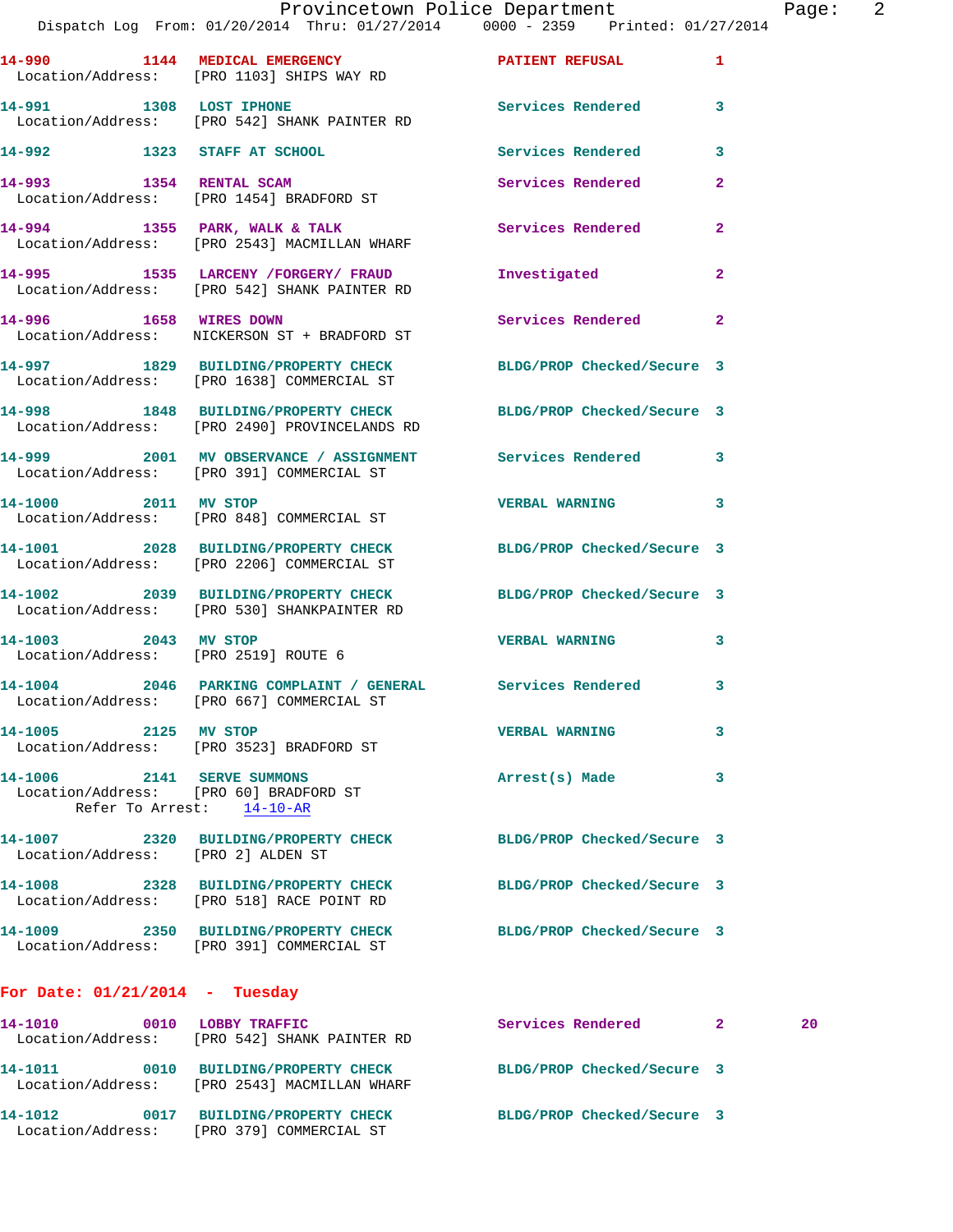**14-990** 1144 **MEDICAL EMERGENCY** PATIENT REFUSAL 1
Location/Address: [PRO 1103] SHIPS WAY RD

**14-991** 1308 **LOST IPHONE** Services Rendered 3
Location/Address: [PRO 542] SHANK PAINTER RD

**14-992** 1323 **STAFF AT SCHOOL** Services Rendered 3

**14-993** 1354 **RENTAL SCAM** Services Rendered 2
Location/Address: [PRO 1454] BRADFORD ST

**14-994** 1355 **PARK, WALK & TALK** Services Rendered 2
Location/Address: [PRO 2543] MACMILLAN WHARF

**14-995** 1535 **LARCENY /FORGERY/ FRAUD** Investigated 2
Location/Address: [PRO 542] SHANK PAINTER RD

**14-996** 1658 **WIRES DOWN** Services Rendered 2
Location/Address: NICKERSON ST + BRADFORD ST

**14-997** 1829 **BUILDING/PROPERTY CHECK** BLDG/PROP Checked/Secure 3
Location/Address: [PRO 1638] COMMERCIAL ST

**14-998** 1848 **BUILDING/PROPERTY CHECK** BLDG/PROP Checked/Secure 3
Location/Address: [PRO 2490] PROVINCELANDS RD

**14-999** 2001 **MV OBSERVANCE / ASSIGNMENT** Services Rendered 3
Location/Address: [PRO 391] COMMERCIAL ST

**14-1000** 2011 **MV STOP** VERBAL WARNING 3
Location/Address: [PRO 848] COMMERCIAL ST

**14-1001** 2028 **BUILDING/PROPERTY CHECK** BLDG/PROP Checked/Secure 3
Location/Address: [PRO 2206] COMMERCIAL ST

**14-1002** 2039 **BUILDING/PROPERTY CHECK** BLDG/PROP Checked/Secure 3
Location/Address: [PRO 530] SHANKPAINTER RD

**14-1003** 2043 **MV STOP** VERBAL WARNING 3
Location/Address: [PRO 2519] ROUTE 6

**14-1004** 2046 **PARKING COMPLAINT / GENERAL** Services Rendered 3
Location/Address: [PRO 667] COMMERCIAL ST

**14-1005** 2125 **MV STOP** VERBAL WARNING 3
Location/Address: [PRO 3523] BRADFORD ST

**14-1006** 2141 **SERVE SUMMONS** Arrest(s) Made 3
Location/Address: [PRO 60] BRADFORD ST
Refer To Arrest: 14-10-AR

**14-1007** 2320 **BUILDING/PROPERTY CHECK** BLDG/PROP Checked/Secure 3
Location/Address: [PRO 2] ALDEN ST

**14-1008** 2328 **BUILDING/PROPERTY CHECK** BLDG/PROP Checked/Secure 3
Location/Address: [PRO 518] RACE POINT RD

**14-1009** 2350 **BUILDING/PROPERTY CHECK** BLDG/PROP Checked/Secure 3
Location/Address: [PRO 391] COMMERCIAL ST

## For Date: 01/21/2014 - Tuesday

**14-1010** 0010 **LOBBY TRAFFIC** Services Rendered 2 20
Location/Address: [PRO 542] SHANK PAINTER RD

**14-1011** 0010 **BUILDING/PROPERTY CHECK** BLDG/PROP Checked/Secure 3
Location/Address: [PRO 2543] MACMILLAN WHARF

**14-1012** 0017 **BUILDING/PROPERTY CHECK** BLDG/PROP Checked/Secure 3
Location/Address: [PRO 379] COMMERCIAL ST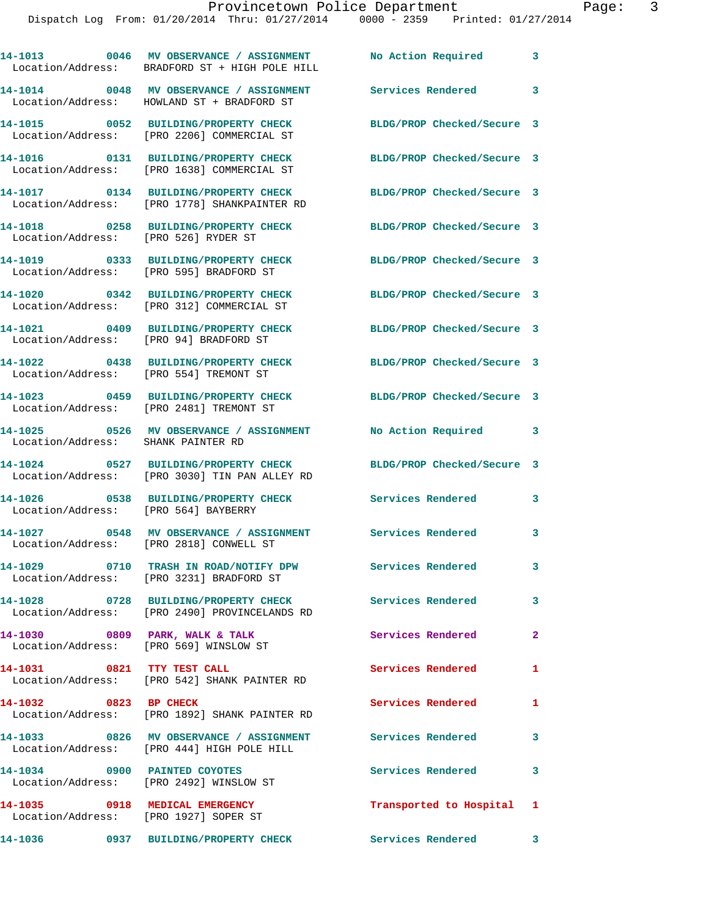14-1013 0046 MV OBSERVANCE / ASSIGNMENT No Action Required 3
Location/Address: BRADFORD ST + HIGH POLE HILL

14-1014 0048 MV OBSERVANCE / ASSIGNMENT Services Rendered 3
Location/Address: HOWLAND ST + BRADFORD ST

14-1015 0052 BUILDING/PROPERTY CHECK BLDG/PROP Checked/Secure 3
Location/Address: [PRO 2206] COMMERCIAL ST

14-1016 0131 BUILDING/PROPERTY CHECK BLDG/PROP Checked/Secure 3
Location/Address: [PRO 1638] COMMERCIAL ST

14-1017 0134 BUILDING/PROPERTY CHECK BLDG/PROP Checked/Secure 3
Location/Address: [PRO 1778] SHANKPAINTER RD

14-1018 0258 BUILDING/PROPERTY CHECK BLDG/PROP Checked/Secure 3
Location/Address: [PRO 526] RYDER ST

14-1019 0333 BUILDING/PROPERTY CHECK BLDG/PROP Checked/Secure 3
Location/Address: [PRO 595] BRADFORD ST

14-1020 0342 BUILDING/PROPERTY CHECK BLDG/PROP Checked/Secure 3
Location/Address: [PRO 312] COMMERCIAL ST

14-1021 0409 BUILDING/PROPERTY CHECK BLDG/PROP Checked/Secure 3
Location/Address: [PRO 94] BRADFORD ST

14-1022 0438 BUILDING/PROPERTY CHECK BLDG/PROP Checked/Secure 3
Location/Address: [PRO 554] TREMONT ST

14-1023 0459 BUILDING/PROPERTY CHECK BLDG/PROP Checked/Secure 3
Location/Address: [PRO 2481] TREMONT ST

14-1025 0526 MV OBSERVANCE / ASSIGNMENT No Action Required 3
Location/Address: SHANK PAINTER RD

14-1024 0527 BUILDING/PROPERTY CHECK BLDG/PROP Checked/Secure 3
Location/Address: [PRO 3030] TIN PAN ALLEY RD

14-1026 0538 BUILDING/PROPERTY CHECK Services Rendered 3
Location/Address: [PRO 564] BAYBERRY

14-1027 0548 MV OBSERVANCE / ASSIGNMENT Services Rendered 3
Location/Address: [PRO 2818] CONWELL ST

14-1029 0710 TRASH IN ROAD/NOTIFY DPW Services Rendered 3
Location/Address: [PRO 3231] BRADFORD ST

14-1028 0728 BUILDING/PROPERTY CHECK Services Rendered 3
Location/Address: [PRO 2490] PROVINCELANDS RD

14-1030 0809 PARK, WALK & TALK Services Rendered 2
Location/Address: [PRO 569] WINSLOW ST

14-1031 0821 TTY TEST CALL Services Rendered 1
Location/Address: [PRO 542] SHANK PAINTER RD

14-1032 0823 BP CHECK Services Rendered 1
Location/Address: [PRO 1892] SHANK PAINTER RD

14-1033 0826 MV OBSERVANCE / ASSIGNMENT Services Rendered 3
Location/Address: [PRO 444] HIGH POLE HILL

14-1034 0900 PAINTED COYOTES Services Rendered 3
Location/Address: [PRO 2492] WINSLOW ST

14-1035 0918 MEDICAL EMERGENCY Transported to Hospital 1
Location/Address: [PRO 1927] SOPER ST

14-1036 0937 BUILDING/PROPERTY CHECK Services Rendered 3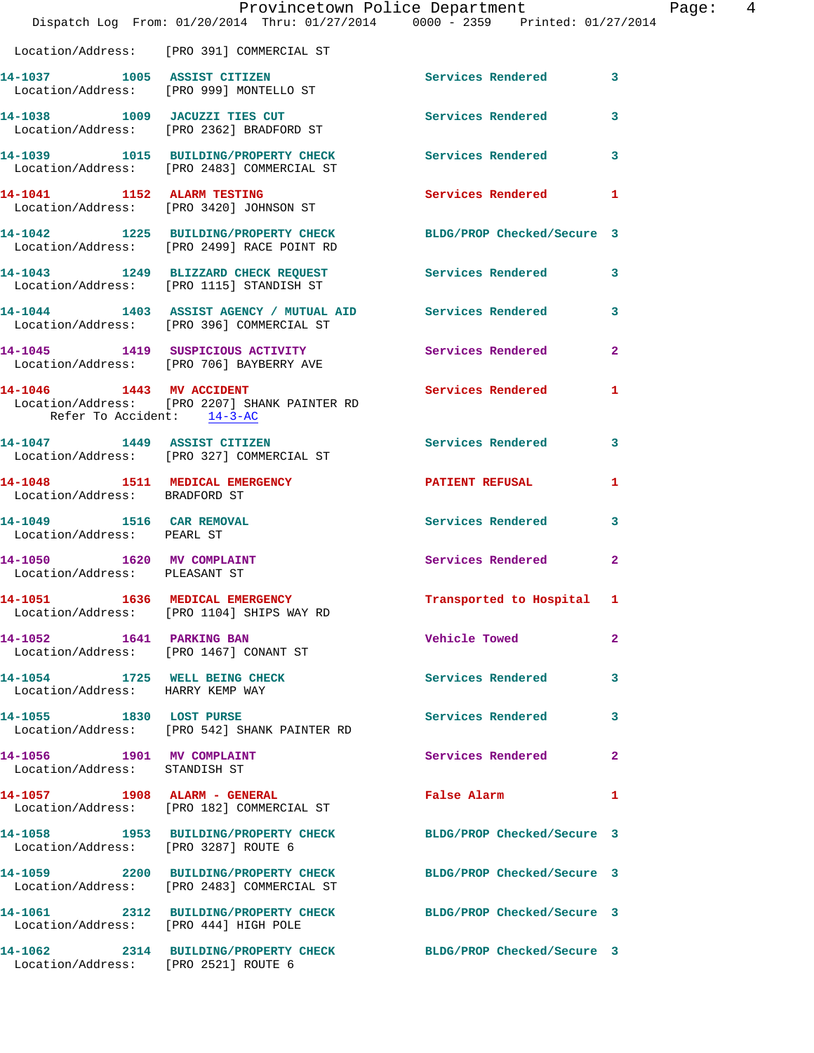Location/Address: [PRO 391] COMMERCIAL ST

14-1037 1005 ASSIST CITIZEN Services Rendered 3
Location/Address: [PRO 999] MONTELLO ST

14-1038 1009 JACUZZI TIES CUT Services Rendered 3
Location/Address: [PRO 2362] BRADFORD ST

14-1039 1015 BUILDING/PROPERTY CHECK Services Rendered 3
Location/Address: [PRO 2483] COMMERCIAL ST

14-1041 1152 ALARM TESTING Services Rendered 1
Location/Address: [PRO 3420] JOHNSON ST

14-1042 1225 BUILDING/PROPERTY CHECK BLDG/PROP Checked/Secure 3
Location/Address: [PRO 2499] RACE POINT RD

14-1043 1249 BLIZZARD CHECK REQUEST Services Rendered 3
Location/Address: [PRO 1115] STANDISH ST

14-1044 1403 ASSIST AGENCY / MUTUAL AID Services Rendered 3
Location/Address: [PRO 396] COMMERCIAL ST

14-1045 1419 SUSPICIOUS ACTIVITY Services Rendered 2
Location/Address: [PRO 706] BAYBERRY AVE

14-1046 1443 MV ACCIDENT Services Rendered 1
Location/Address: [PRO 2207] SHANK PAINTER RD
Refer To Accident: 14-3-AC

14-1047 1449 ASSIST CITIZEN Services Rendered 3
Location/Address: [PRO 327] COMMERCIAL ST

14-1048 1511 MEDICAL EMERGENCY PATIENT REFUSAL 1
Location/Address: BRADFORD ST

14-1049 1516 CAR REMOVAL Services Rendered 3
Location/Address: PEARL ST

14-1050 1620 MV COMPLAINT Services Rendered 2
Location/Address: PLEASANT ST

14-1051 1636 MEDICAL EMERGENCY Transported to Hospital 1
Location/Address: [PRO 1104] SHIPS WAY RD

14-1052 1641 PARKING BAN Vehicle Towed 2
Location/Address: [PRO 1467] CONANT ST

14-1054 1725 WELL BEING CHECK Services Rendered 3
Location/Address: HARRY KEMP WAY

14-1055 1830 LOST PURSE Services Rendered 3
Location/Address: [PRO 542] SHANK PAINTER RD

14-1056 1901 MV COMPLAINT Services Rendered 2
Location/Address: STANDISH ST

14-1057 1908 ALARM - GENERAL False Alarm 1
Location/Address: [PRO 182] COMMERCIAL ST

14-1058 1953 BUILDING/PROPERTY CHECK BLDG/PROP Checked/Secure 3
Location/Address: [PRO 3287] ROUTE 6

14-1059 2200 BUILDING/PROPERTY CHECK BLDG/PROP Checked/Secure 3
Location/Address: [PRO 2483] COMMERCIAL ST

14-1061 2312 BUILDING/PROPERTY CHECK BLDG/PROP Checked/Secure 3
Location/Address: [PRO 444] HIGH POLE

14-1062 2314 BUILDING/PROPERTY CHECK BLDG/PROP Checked/Secure 3
Location/Address: [PRO 2521] ROUTE 6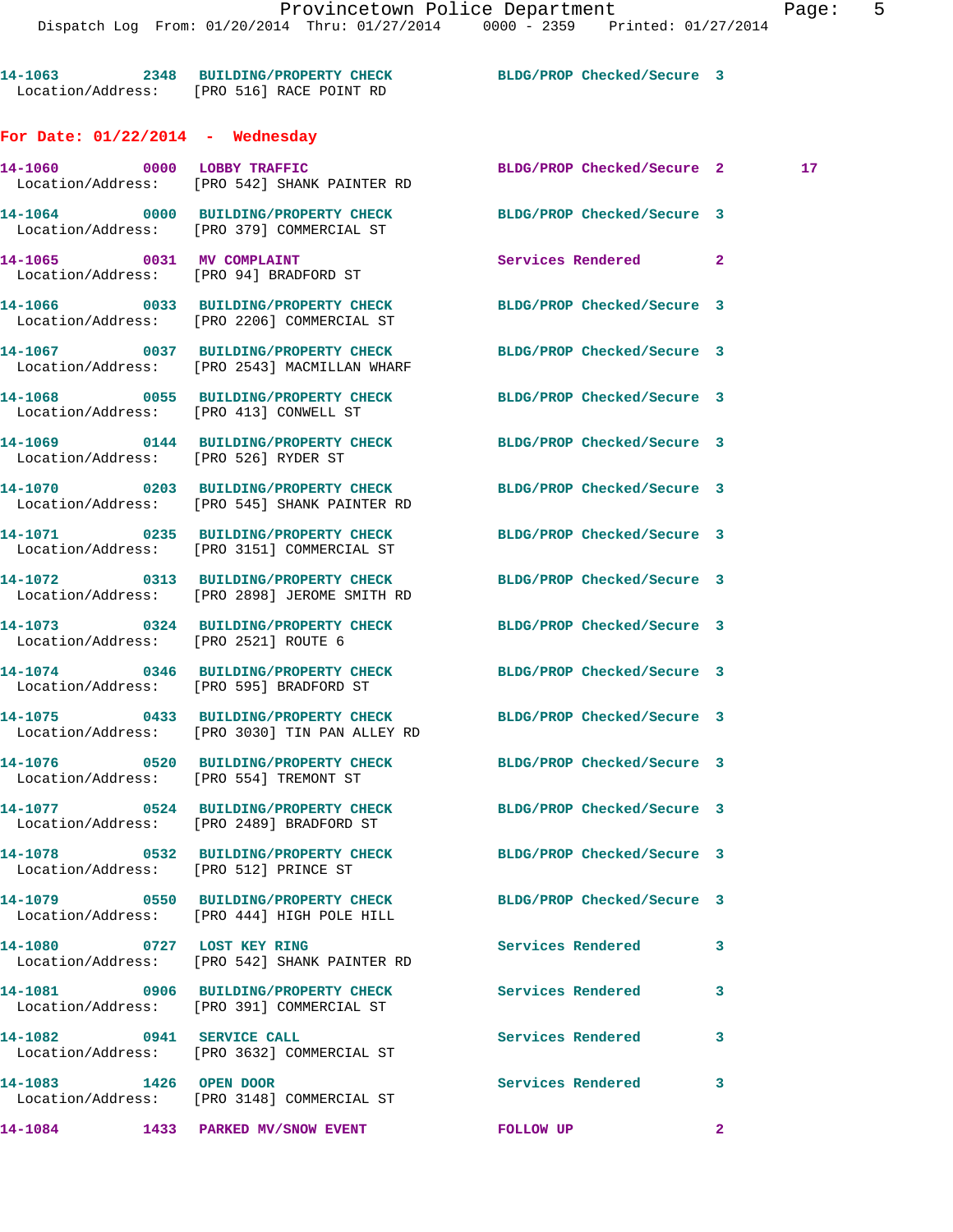14-1063 2348 BUILDING/PROPERTY CHECK BLDG/PROP Checked/Secure 3
Location/Address: [PRO 516] RACE POINT RD

## For Date: 01/22/2014 - Wednesday

14-1060 0000 LOBBY TRAFFIC BLDG/PROP Checked/Secure 2 17
Location/Address: [PRO 542] SHANK PAINTER RD

14-1064 0000 BUILDING/PROPERTY CHECK BLDG/PROP Checked/Secure 3
Location/Address: [PRO 379] COMMERCIAL ST

14-1065 0031 MV COMPLAINT Services Rendered 2
Location/Address: [PRO 94] BRADFORD ST

14-1066 0033 BUILDING/PROPERTY CHECK BLDG/PROP Checked/Secure 3
Location/Address: [PRO 2206] COMMERCIAL ST

14-1067 0037 BUILDING/PROPERTY CHECK BLDG/PROP Checked/Secure 3
Location/Address: [PRO 2543] MACMILLAN WHARF

14-1068 0055 BUILDING/PROPERTY CHECK BLDG/PROP Checked/Secure 3
Location/Address: [PRO 413] CONWELL ST

14-1069 0144 BUILDING/PROPERTY CHECK BLDG/PROP Checked/Secure 3
Location/Address: [PRO 526] RYDER ST

14-1070 0203 BUILDING/PROPERTY CHECK BLDG/PROP Checked/Secure 3
Location/Address: [PRO 545] SHANK PAINTER RD

14-1071 0235 BUILDING/PROPERTY CHECK BLDG/PROP Checked/Secure 3
Location/Address: [PRO 3151] COMMERCIAL ST

14-1072 0313 BUILDING/PROPERTY CHECK BLDG/PROP Checked/Secure 3
Location/Address: [PRO 2898] JEROME SMITH RD

14-1073 0324 BUILDING/PROPERTY CHECK BLDG/PROP Checked/Secure 3
Location/Address: [PRO 2521] ROUTE 6

14-1074 0346 BUILDING/PROPERTY CHECK BLDG/PROP Checked/Secure 3
Location/Address: [PRO 595] BRADFORD ST

14-1075 0433 BUILDING/PROPERTY CHECK BLDG/PROP Checked/Secure 3
Location/Address: [PRO 3030] TIN PAN ALLEY RD

14-1076 0520 BUILDING/PROPERTY CHECK BLDG/PROP Checked/Secure 3
Location/Address: [PRO 554] TREMONT ST

14-1077 0524 BUILDING/PROPERTY CHECK BLDG/PROP Checked/Secure 3
Location/Address: [PRO 2489] BRADFORD ST

14-1078 0532 BUILDING/PROPERTY CHECK BLDG/PROP Checked/Secure 3
Location/Address: [PRO 512] PRINCE ST

14-1079 0550 BUILDING/PROPERTY CHECK BLDG/PROP Checked/Secure 3
Location/Address: [PRO 444] HIGH POLE HILL

14-1080 0727 LOST KEY RING Services Rendered 3
Location/Address: [PRO 542] SHANK PAINTER RD

14-1081 0906 BUILDING/PROPERTY CHECK Services Rendered 3
Location/Address: [PRO 391] COMMERCIAL ST

14-1082 0941 SERVICE CALL Services Rendered 3
Location/Address: [PRO 3632] COMMERCIAL ST

14-1083 1426 OPEN DOOR Services Rendered 3
Location/Address: [PRO 3148] COMMERCIAL ST

14-1084 1433 PARKED MV/SNOW EVENT FOLLOW UP 2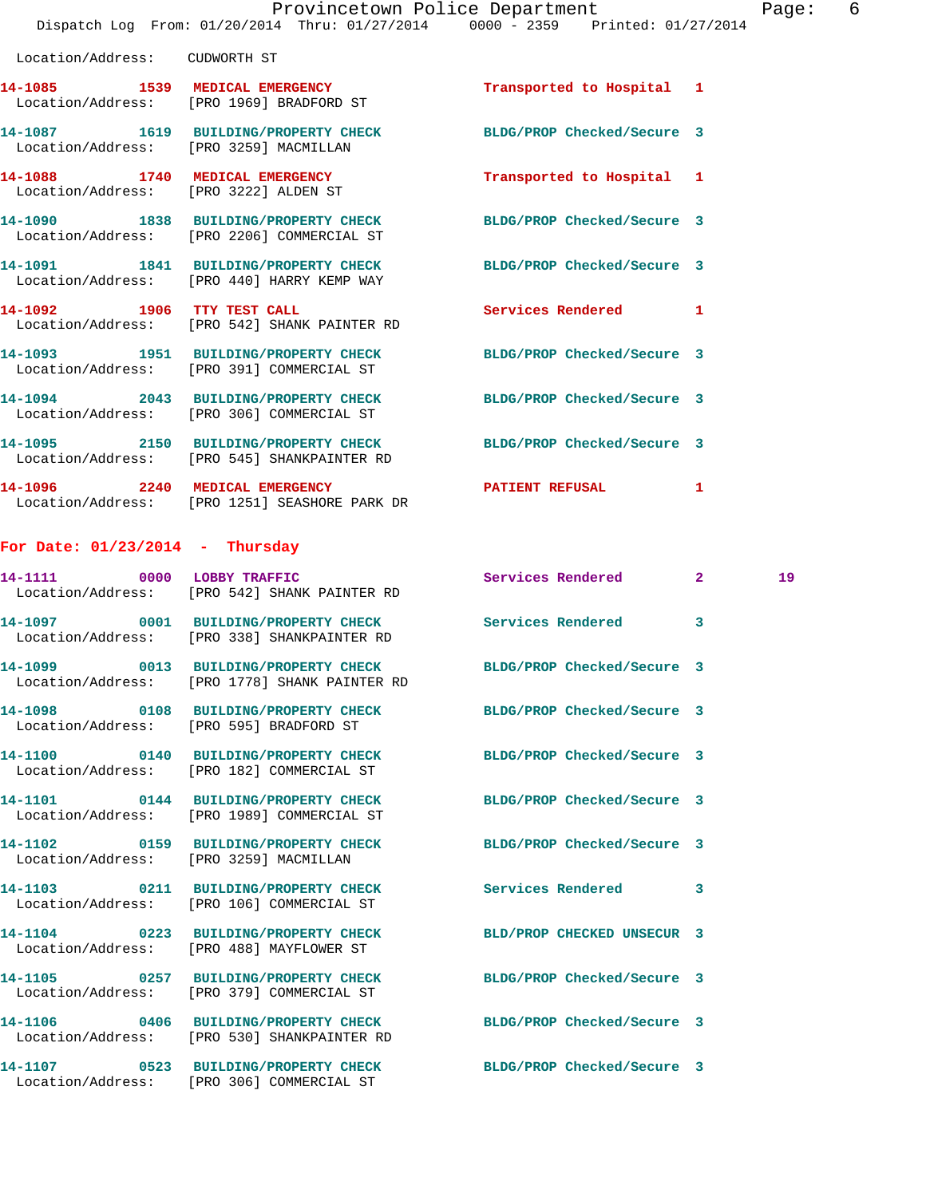Location/Address: CUDWORTH ST

14-1085 1539 MEDICAL EMERGENCY Transported to Hospital 1
Location/Address: [PRO 1969] BRADFORD ST

14-1087 1619 BUILDING/PROPERTY CHECK BLDG/PROP Checked/Secure 3
Location/Address: [PRO 3259] MACMILLAN

14-1088 1740 MEDICAL EMERGENCY Transported to Hospital 1
Location/Address: [PRO 3222] ALDEN ST

14-1090 1838 BUILDING/PROPERTY CHECK BLDG/PROP Checked/Secure 3
Location/Address: [PRO 2206] COMMERCIAL ST

14-1091 1841 BUILDING/PROPERTY CHECK BLDG/PROP Checked/Secure 3
Location/Address: [PRO 440] HARRY KEMP WAY

14-1092 1906 TTY TEST CALL Services Rendered 1
Location/Address: [PRO 542] SHANK PAINTER RD

14-1093 1951 BUILDING/PROPERTY CHECK BLDG/PROP Checked/Secure 3
Location/Address: [PRO 391] COMMERCIAL ST

14-1094 2043 BUILDING/PROPERTY CHECK BLDG/PROP Checked/Secure 3
Location/Address: [PRO 306] COMMERCIAL ST

14-1095 2150 BUILDING/PROPERTY CHECK BLDG/PROP Checked/Secure 3
Location/Address: [PRO 545] SHANKPAINTER RD

14-1096 2240 MEDICAL EMERGENCY PATIENT REFUSAL 1
Location/Address: [PRO 1251] SEASHORE PARK DR

**For Date: 01/23/2014 - Thursday**

14-1111 0000 LOBBY TRAFFIC Services Rendered 2 19
Location/Address: [PRO 542] SHANK PAINTER RD

14-1097 0001 BUILDING/PROPERTY CHECK Services Rendered 3
Location/Address: [PRO 338] SHANKPAINTER RD

14-1099 0013 BUILDING/PROPERTY CHECK BLDG/PROP Checked/Secure 3
Location/Address: [PRO 1778] SHANK PAINTER RD

14-1098 0108 BUILDING/PROPERTY CHECK BLDG/PROP Checked/Secure 3
Location/Address: [PRO 595] BRADFORD ST

14-1100 0140 BUILDING/PROPERTY CHECK BLDG/PROP Checked/Secure 3
Location/Address: [PRO 182] COMMERCIAL ST

14-1101 0144 BUILDING/PROPERTY CHECK BLDG/PROP Checked/Secure 3
Location/Address: [PRO 1989] COMMERCIAL ST

14-1102 0159 BUILDING/PROPERTY CHECK BLDG/PROP Checked/Secure 3
Location/Address: [PRO 3259] MACMILLAN

14-1103 0211 BUILDING/PROPERTY CHECK Services Rendered 3
Location/Address: [PRO 106] COMMERCIAL ST

14-1104 0223 BUILDING/PROPERTY CHECK BLD/PROP CHECKED UNSECUR 3
Location/Address: [PRO 488] MAYFLOWER ST

14-1105 0257 BUILDING/PROPERTY CHECK BLDG/PROP Checked/Secure 3
Location/Address: [PRO 379] COMMERCIAL ST

14-1106 0406 BUILDING/PROPERTY CHECK BLDG/PROP Checked/Secure 3
Location/Address: [PRO 530] SHANKPAINTER RD

14-1107 0523 BUILDING/PROPERTY CHECK BLDG/PROP Checked/Secure 3
Location/Address: [PRO 306] COMMERCIAL ST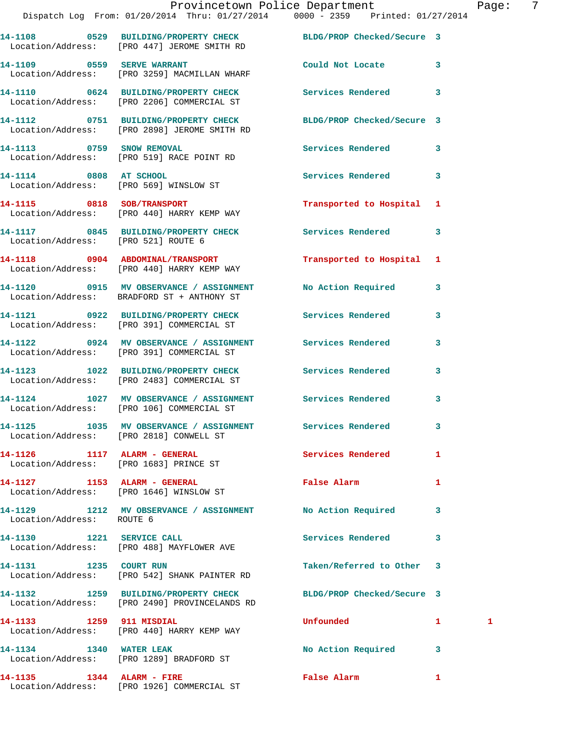| Call # | Time | Call Reason | Action | Priority | |
|---|---|---|---|---|---|
| 14-1108 | 0529 | BUILDING/PROPERTY CHECK | BLDG/PROP Checked/Secure | 3 | |
| Location/Address: | | [PRO 447] JEROME SMITH RD | | | |
| 14-1109 | 0559 | SERVE WARRANT | Could Not Locate | 3 | |
| Location/Address: | | [PRO 3259] MACMILLAN WHARF | | | |
| 14-1110 | 0624 | BUILDING/PROPERTY CHECK | Services Rendered | 3 | |
| Location/Address: | | [PRO 2206] COMMERCIAL ST | | | |
| 14-1112 | 0751 | BUILDING/PROPERTY CHECK | BLDG/PROP Checked/Secure | 3 | |
| Location/Address: | | [PRO 2898] JEROME SMITH RD | | | |
| 14-1113 | 0759 | SNOW REMOVAL | Services Rendered | 3 | |
| Location/Address: | | [PRO 519] RACE POINT RD | | | |
| 14-1114 | 0808 | AT SCHOOL | Services Rendered | 3 | |
| Location/Address: | | [PRO 569] WINSLOW ST | | | |
| 14-1115 | 0818 | SOB/TRANSPORT | Transported to Hospital | 1 | |
| Location/Address: | | [PRO 440] HARRY KEMP WAY | | | |
| 14-1117 | 0845 | BUILDING/PROPERTY CHECK | Services Rendered | 3 | |
| Location/Address: | | [PRO 521] ROUTE 6 | | | |
| 14-1118 | 0904 | ABDOMINAL/TRANSPORT | Transported to Hospital | 1 | |
| Location/Address: | | [PRO 440] HARRY KEMP WAY | | | |
| 14-1120 | 0915 | MV OBSERVANCE / ASSIGNMENT | No Action Required | 3 | |
| Location/Address: | | BRADFORD ST + ANTHONY ST | | | |
| 14-1121 | 0922 | BUILDING/PROPERTY CHECK | Services Rendered | 3 | |
| Location/Address: | | [PRO 391] COMMERCIAL ST | | | |
| 14-1122 | 0924 | MV OBSERVANCE / ASSIGNMENT | Services Rendered | 3 | |
| Location/Address: | | [PRO 391] COMMERCIAL ST | | | |
| 14-1123 | 1022 | BUILDING/PROPERTY CHECK | Services Rendered | 3 | |
| Location/Address: | | [PRO 2483] COMMERCIAL ST | | | |
| 14-1124 | 1027 | MV OBSERVANCE / ASSIGNMENT | Services Rendered | 3 | |
| Location/Address: | | [PRO 106] COMMERCIAL ST | | | |
| 14-1125 | 1035 | MV OBSERVANCE / ASSIGNMENT | Services Rendered | 3 | |
| Location/Address: | | [PRO 2818] CONWELL ST | | | |
| 14-1126 | 1117 | ALARM - GENERAL | Services Rendered | 1 | |
| Location/Address: | | [PRO 1683] PRINCE ST | | | |
| 14-1127 | 1153 | ALARM - GENERAL | False Alarm | 1 | |
| Location/Address: | | [PRO 1646] WINSLOW ST | | | |
| 14-1129 | 1212 | MV OBSERVANCE / ASSIGNMENT | No Action Required | 3 | |
| Location/Address: | | ROUTE 6 | | | |
| 14-1130 | 1221 | SERVICE CALL | Services Rendered | 3 | |
| Location/Address: | | [PRO 488] MAYFLOWER AVE | | | |
| 14-1131 | 1235 | COURT RUN | Taken/Referred to Other | 3 | |
| Location/Address: | | [PRO 542] SHANK PAINTER RD | | | |
| 14-1132 | 1259 | BUILDING/PROPERTY CHECK | BLDG/PROP Checked/Secure | 3 | |
| Location/Address: | | [PRO 2490] PROVINCELANDS RD | | | |
| 14-1133 | 1259 | 911 MISDIAL | Unfounded | 1 | 1 |
| Location/Address: | | [PRO 440] HARRY KEMP WAY | | | |
| 14-1134 | 1340 | WATER LEAK | No Action Required | 3 | |
| Location/Address: | | [PRO 1289] BRADFORD ST | | | |
| 14-1135 | 1344 | ALARM - FIRE | False Alarm | 1 | |
| Location/Address: | | [PRO 1926] COMMERCIAL ST | | | |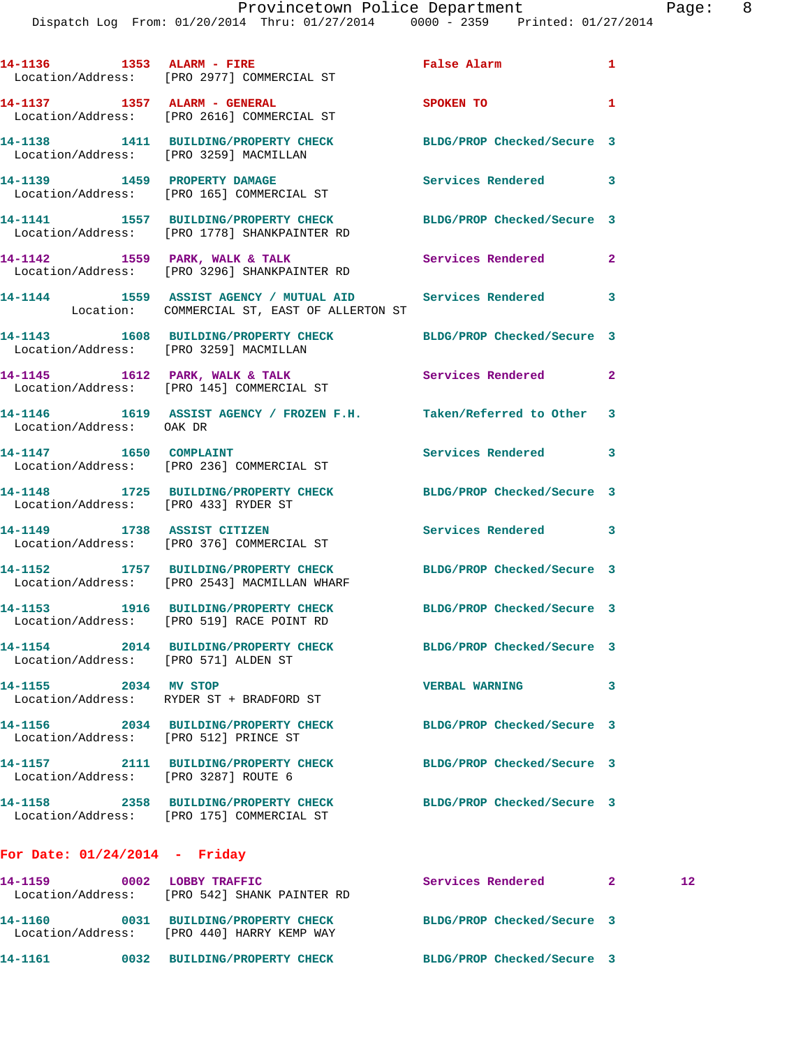14-1136 1353 ALARM - FIRE False Alarm 1
Location/Address: [PRO 2977] COMMERCIAL ST

14-1137 1357 ALARM - GENERAL SPOKEN TO 1
Location/Address: [PRO 2616] COMMERCIAL ST

14-1138 1411 BUILDING/PROPERTY CHECK BLDG/PROP Checked/Secure 3
Location/Address: [PRO 3259] MACMILLAN

14-1139 1459 PROPERTY DAMAGE Services Rendered 3
Location/Address: [PRO 165] COMMERCIAL ST

14-1141 1557 BUILDING/PROPERTY CHECK BLDG/PROP Checked/Secure 3
Location/Address: [PRO 1778] SHANKPAINTER RD

14-1142 1559 PARK, WALK & TALK Services Rendered 2
Location/Address: [PRO 3296] SHANKPAINTER RD

14-1144 1559 ASSIST AGENCY / MUTUAL AID Services Rendered 3
Location: COMMERCIAL ST, EAST OF ALLERTON ST

14-1143 1608 BUILDING/PROPERTY CHECK BLDG/PROP Checked/Secure 3
Location/Address: [PRO 3259] MACMILLAN

14-1145 1612 PARK, WALK & TALK Services Rendered 2
Location/Address: [PRO 145] COMMERCIAL ST

14-1146 1619 ASSIST AGENCY / FROZEN F.H. Taken/Referred to Other 3
Location/Address: OAK DR

14-1147 1650 COMPLAINT Services Rendered 3
Location/Address: [PRO 236] COMMERCIAL ST

14-1148 1725 BUILDING/PROPERTY CHECK BLDG/PROP Checked/Secure 3
Location/Address: [PRO 433] RYDER ST

14-1149 1738 ASSIST CITIZEN Services Rendered 3
Location/Address: [PRO 376] COMMERCIAL ST

14-1152 1757 BUILDING/PROPERTY CHECK BLDG/PROP Checked/Secure 3
Location/Address: [PRO 2543] MACMILLAN WHARF

14-1153 1916 BUILDING/PROPERTY CHECK BLDG/PROP Checked/Secure 3
Location/Address: [PRO 519] RACE POINT RD

14-1154 2014 BUILDING/PROPERTY CHECK BLDG/PROP Checked/Secure 3
Location/Address: [PRO 571] ALDEN ST

14-1155 2034 MV STOP VERBAL WARNING 3
Location/Address: RYDER ST + BRADFORD ST

14-1156 2034 BUILDING/PROPERTY CHECK BLDG/PROP Checked/Secure 3
Location/Address: [PRO 512] PRINCE ST

14-1157 2111 BUILDING/PROPERTY CHECK BLDG/PROP Checked/Secure 3
Location/Address: [PRO 3287] ROUTE 6

14-1158 2358 BUILDING/PROPERTY CHECK BLDG/PROP Checked/Secure 3
Location/Address: [PRO 175] COMMERCIAL ST

## For Date: 01/24/2014 - Friday

14-1159 0002 LOBBY TRAFFIC Services Rendered 2 12
Location/Address: [PRO 542] SHANK PAINTER RD

14-1160 0031 BUILDING/PROPERTY CHECK BLDG/PROP Checked/Secure 3
Location/Address: [PRO 440] HARRY KEMP WAY

14-1161 0032 BUILDING/PROPERTY CHECK BLDG/PROP Checked/Secure 3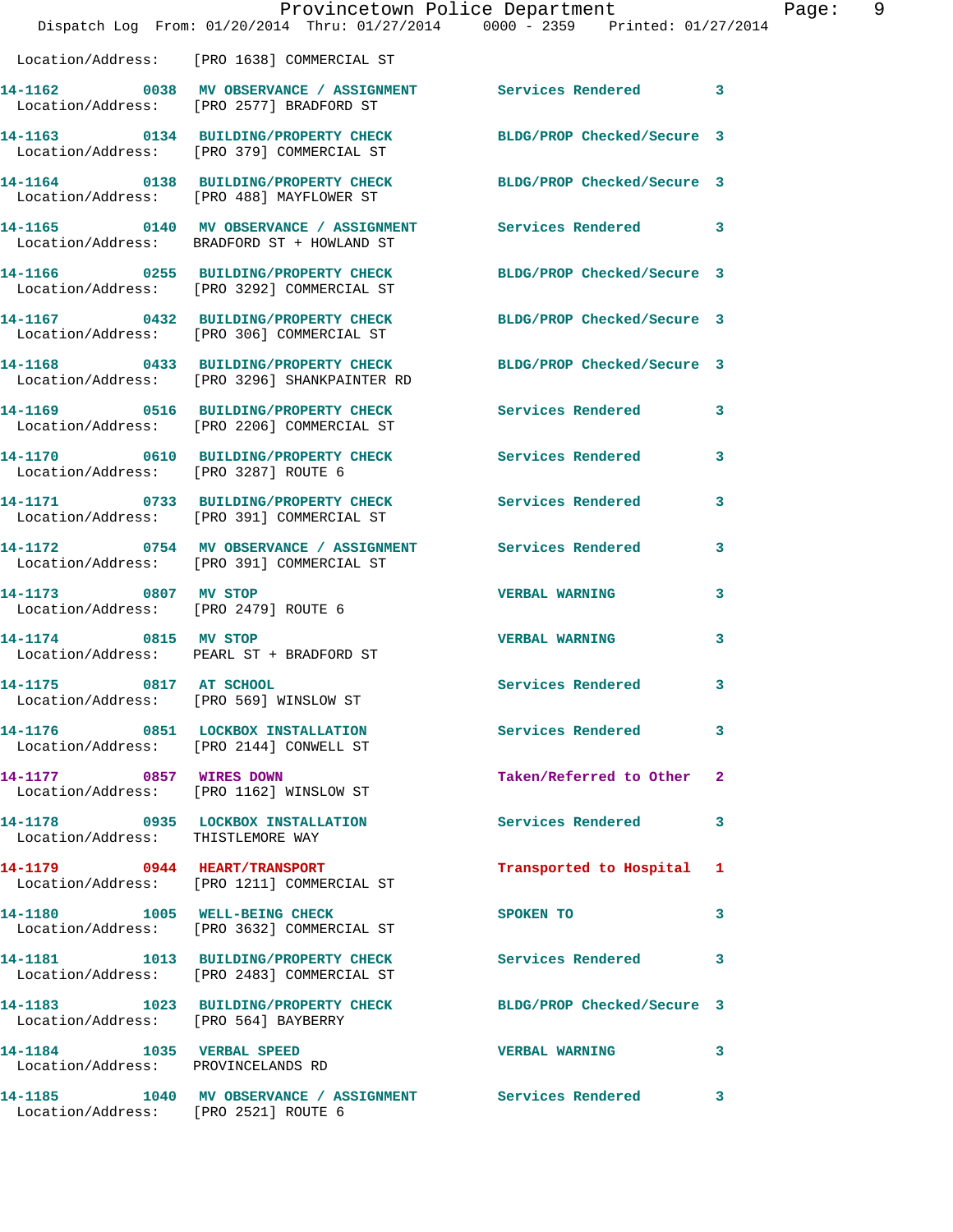Location/Address: [PRO 1638] COMMERCIAL ST

**14-1162** 0038 **MV OBSERVANCE / ASSIGNMENT** Services Rendered 3
Location/Address: [PRO 2577] BRADFORD ST

**14-1163** 0134 **BUILDING/PROPERTY CHECK** BLDG/PROP Checked/Secure 3
Location/Address: [PRO 379] COMMERCIAL ST

**14-1164** 0138 **BUILDING/PROPERTY CHECK** BLDG/PROP Checked/Secure 3
Location/Address: [PRO 488] MAYFLOWER ST

**14-1165** 0140 **MV OBSERVANCE / ASSIGNMENT** Services Rendered 3
Location/Address: BRADFORD ST + HOWLAND ST

**14-1166** 0255 **BUILDING/PROPERTY CHECK** BLDG/PROP Checked/Secure 3
Location/Address: [PRO 3292] COMMERCIAL ST

**14-1167** 0432 **BUILDING/PROPERTY CHECK** BLDG/PROP Checked/Secure 3
Location/Address: [PRO 306] COMMERCIAL ST

**14-1168** 0433 **BUILDING/PROPERTY CHECK** BLDG/PROP Checked/Secure 3
Location/Address: [PRO 3296] SHANKPAINTER RD

**14-1169** 0516 **BUILDING/PROPERTY CHECK** Services Rendered 3
Location/Address: [PRO 2206] COMMERCIAL ST

**14-1170** 0610 **BUILDING/PROPERTY CHECK** Services Rendered 3
Location/Address: [PRO 3287] ROUTE 6

**14-1171** 0733 **BUILDING/PROPERTY CHECK** Services Rendered 3
Location/Address: [PRO 391] COMMERCIAL ST

**14-1172** 0754 **MV OBSERVANCE / ASSIGNMENT** Services Rendered 3
Location/Address: [PRO 391] COMMERCIAL ST

**14-1173** 0807 **MV STOP** VERBAL WARNING 3
Location/Address: [PRO 2479] ROUTE 6

**14-1174** 0815 **MV STOP** VERBAL WARNING 3
Location/Address: PEARL ST + BRADFORD ST

**14-1175** 0817 **AT SCHOOL** Services Rendered 3
Location/Address: [PRO 569] WINSLOW ST

**14-1176** 0851 **LOCKBOX INSTALLATION** Services Rendered 3
Location/Address: [PRO 2144] CONWELL ST

**14-1177** 0857 **WIRES DOWN** Taken/Referred to Other 2
Location/Address: [PRO 1162] WINSLOW ST

**14-1178** 0935 **LOCKBOX INSTALLATION** Services Rendered 3
Location/Address: THISTLEMORE WAY

**14-1179** 0944 **HEART/TRANSPORT** Transported to Hospital 1
Location/Address: [PRO 1211] COMMERCIAL ST

**14-1180** 1005 **WELL-BEING CHECK** SPOKEN TO 3
Location/Address: [PRO 3632] COMMERCIAL ST

**14-1181** 1013 **BUILDING/PROPERTY CHECK** Services Rendered 3
Location/Address: [PRO 2483] COMMERCIAL ST

**14-1183** 1023 **BUILDING/PROPERTY CHECK** BLDG/PROP Checked/Secure 3
Location/Address: [PRO 564] BAYBERRY

**14-1184** 1035 **VERBAL SPEED** VERBAL WARNING 3
Location/Address: PROVINCELANDS RD

**14-1185** 1040 **MV OBSERVANCE / ASSIGNMENT** Services Rendered 3
Location/Address: [PRO 2521] ROUTE 6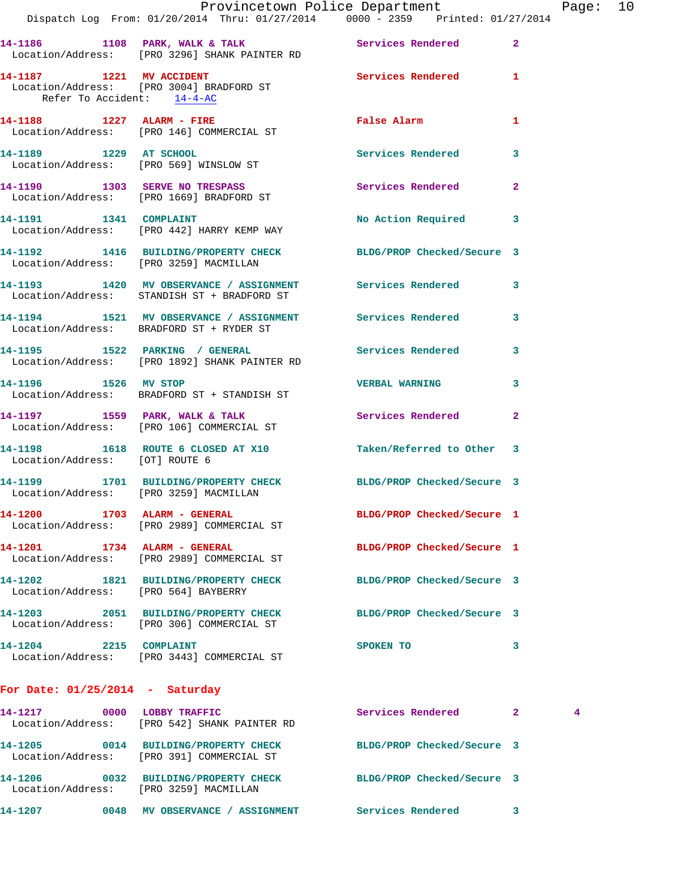14-1186 1108 PARK, WALK & TALK Services Rendered 2
Location/Address: [PRO 3296] SHANK PAINTER RD

14-1187 1221 MV ACCIDENT Services Rendered 1
Location/Address: [PRO 3004] BRADFORD ST
Refer To Accident: 14-4-AC

14-1188 1227 ALARM - FIRE False Alarm 1
Location/Address: [PRO 146] COMMERCIAL ST

14-1189 1229 AT SCHOOL Services Rendered 3
Location/Address: [PRO 569] WINSLOW ST

14-1190 1303 SERVE NO TRESPASS Services Rendered 2
Location/Address: [PRO 1669] BRADFORD ST

14-1191 1341 COMPLAINT No Action Required 3
Location/Address: [PRO 442] HARRY KEMP WAY

14-1192 1416 BUILDING/PROPERTY CHECK BLDG/PROP Checked/Secure 3
Location/Address: [PRO 3259] MACMILLAN

14-1193 1420 MV OBSERVATION / ASSIGNMENT Services Rendered 3
Location/Address: STANDISH ST + BRADFORD ST

14-1194 1521 MV OBSERVATION / ASSIGNMENT Services Rendered 3
Location/Address: BRADFORD ST + RYDER ST

14-1195 1522 PARKING / GENERAL Services Rendered 3
Location/Address: [PRO 1892] SHANK PAINTER RD

14-1196 1526 MV STOP VERBAL WARNING 3
Location/Address: BRADFORD ST + STANDISH ST

14-1197 1559 PARK, WALK & TALK Services Rendered 2
Location/Address: [PRO 106] COMMERCIAL ST

14-1198 1618 ROUTE 6 CLOSED AT X10 Taken/Referred to Other 3
Location/Address: [OT] ROUTE 6

14-1199 1701 BUILDING/PROPERTY CHECK BLDG/PROP Checked/Secure 3
Location/Address: [PRO 3259] MACMILLAN

14-1200 1703 ALARM - GENERAL BLDG/PROP Checked/Secure 1
Location/Address: [PRO 2989] COMMERCIAL ST

14-1201 1734 ALARM - GENERAL BLDG/PROP Checked/Secure 1
Location/Address: [PRO 2989] COMMERCIAL ST

14-1202 1821 BUILDING/PROPERTY CHECK BLDG/PROP Checked/Secure 3
Location/Address: [PRO 564] BAYBERRY

14-1203 2051 BUILDING/PROPERTY CHECK BLDG/PROP Checked/Secure 3
Location/Address: [PRO 306] COMMERCIAL ST

14-1204 2215 COMPLAINT SPOKEN TO 3
Location/Address: [PRO 3443] COMMERCIAL ST

## For Date: 01/25/2014 - Saturday

14-1217 0000 LOBBY TRAFFIC Services Rendered 2 4
Location/Address: [PRO 542] SHANK PAINTER RD

14-1205 0014 BUILDING/PROPERTY CHECK BLDG/PROP Checked/Secure 3
Location/Address: [PRO 391] COMMERCIAL ST

14-1206 0032 BUILDING/PROPERTY CHECK BLDG/PROP Checked/Secure 3
Location/Address: [PRO 3259] MACMILLAN

14-1207 0048 MV OBSERVATION / ASSIGNMENT Services Rendered 3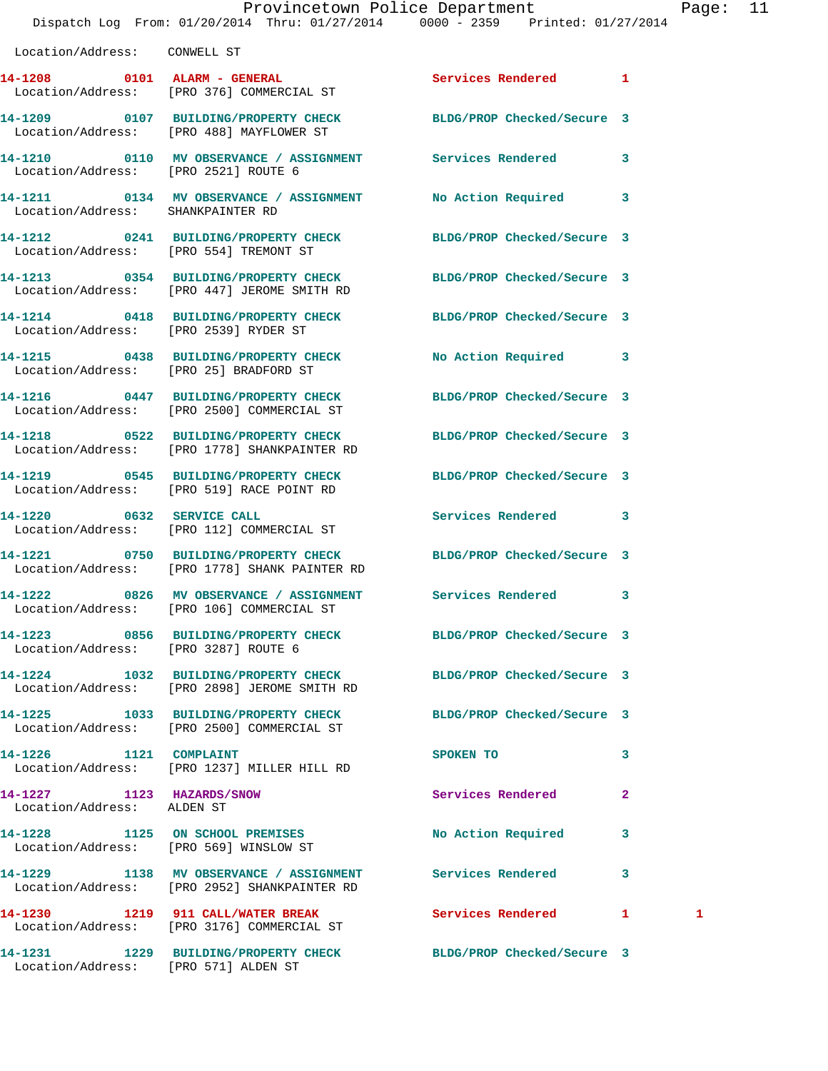Location/Address: CONWELL ST

14-1208 0101 ALARM - GENERAL Services Rendered 1
Location/Address: [PRO 376] COMMERCIAL ST

14-1209 0107 BUILDING/PROPERTY CHECK BLDG/PROP Checked/Secure 3
Location/Address: [PRO 488] MAYFLOWER ST

14-1210 0110 MV OBSERVANCE / ASSIGNMENT Services Rendered 3
Location/Address: [PRO 2521] ROUTE 6

14-1211 0134 MV OBSERVANCE / ASSIGNMENT No Action Required 3
Location/Address: SHANKPAINTER RD

14-1212 0241 BUILDING/PROPERTY CHECK BLDG/PROP Checked/Secure 3
Location/Address: [PRO 554] TREMONT ST

14-1213 0354 BUILDING/PROPERTY CHECK BLDG/PROP Checked/Secure 3
Location/Address: [PRO 447] JEROME SMITH RD

14-1214 0418 BUILDING/PROPERTY CHECK BLDG/PROP Checked/Secure 3
Location/Address: [PRO 2539] RYDER ST

14-1215 0438 BUILDING/PROPERTY CHECK No Action Required 3
Location/Address: [PRO 25] BRADFORD ST

14-1216 0447 BUILDING/PROPERTY CHECK BLDG/PROP Checked/Secure 3
Location/Address: [PRO 2500] COMMERCIAL ST

14-1218 0522 BUILDING/PROPERTY CHECK BLDG/PROP Checked/Secure 3
Location/Address: [PRO 1778] SHANKPAINTER RD

14-1219 0545 BUILDING/PROPERTY CHECK BLDG/PROP Checked/Secure 3
Location/Address: [PRO 519] RACE POINT RD

14-1220 0632 SERVICE CALL Services Rendered 3
Location/Address: [PRO 112] COMMERCIAL ST

14-1221 0750 BUILDING/PROPERTY CHECK BLDG/PROP Checked/Secure 3
Location/Address: [PRO 1778] SHANK PAINTER RD

14-1222 0826 MV OBSERVANCE / ASSIGNMENT Services Rendered 3
Location/Address: [PRO 106] COMMERCIAL ST

14-1223 0856 BUILDING/PROPERTY CHECK BLDG/PROP Checked/Secure 3
Location/Address: [PRO 3287] ROUTE 6

14-1224 1032 BUILDING/PROPERTY CHECK BLDG/PROP Checked/Secure 3
Location/Address: [PRO 2898] JEROME SMITH RD

14-1225 1033 BUILDING/PROPERTY CHECK BLDG/PROP Checked/Secure 3
Location/Address: [PRO 2500] COMMERCIAL ST

14-1226 1121 COMPLAINT SPOKEN TO 3
Location/Address: [PRO 1237] MILLER HILL RD

14-1227 1123 HAZARDS/SNOW Services Rendered 2
Location/Address: ALDEN ST

14-1228 1125 ON SCHOOL PREMISES No Action Required 3
Location/Address: [PRO 569] WINSLOW ST

14-1229 1138 MV OBSERVANCE / ASSIGNMENT Services Rendered 3
Location/Address: [PRO 2952] SHANKPAINTER RD

14-1230 1219 911 CALL/WATER BREAK Services Rendered 1 1
Location/Address: [PRO 3176] COMMERCIAL ST

14-1231 1229 BUILDING/PROPERTY CHECK BLDG/PROP Checked/Secure 3
Location/Address: [PRO 571] ALDEN ST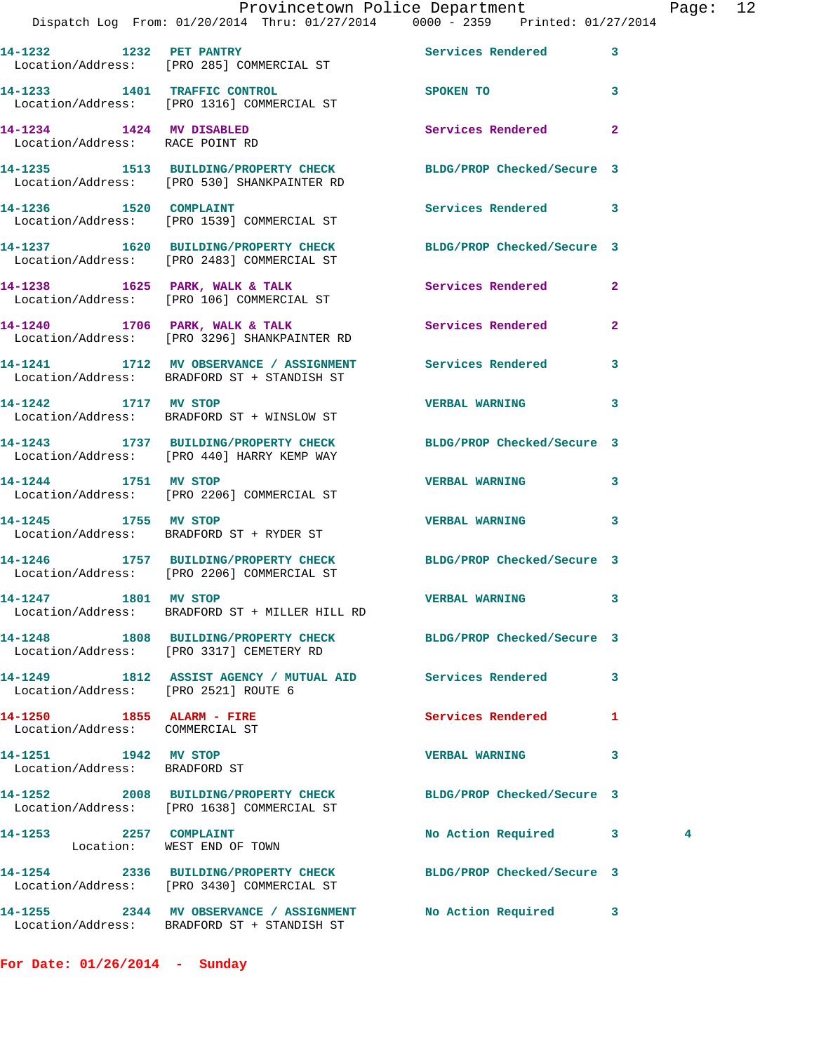| Call Number | Time | Call Reason | Action | Priority | |
|---|---|---|---|---|---|
| 14-1232 | 1232 | PET PANTRY | Services Rendered | 3 | |
| Location/Address: | | [PRO 285] COMMERCIAL ST | | | |
| 14-1233 | 1401 | TRAFFIC CONTROL | SPOKEN TO | 3 | |
| Location/Address: | | [PRO 1316] COMMERCIAL ST | | | |
| 14-1234 | 1424 | MV DISABLED | Services Rendered | 2 | |
| Location/Address: | | RACE POINT RD | | | |
| 14-1235 | 1513 | BUILDING/PROPERTY CHECK | BLDG/PROP Checked/Secure | 3 | |
| Location/Address: | | [PRO 530] SHANKPAINTER RD | | | |
| 14-1236 | 1520 | COMPLAINT | Services Rendered | 3 | |
| Location/Address: | | [PRO 1539] COMMERCIAL ST | | | |
| 14-1237 | 1620 | BUILDING/PROPERTY CHECK | BLDG/PROP Checked/Secure | 3 | |
| Location/Address: | | [PRO 2483] COMMERCIAL ST | | | |
| 14-1238 | 1625 | PARK, WALK & TALK | Services Rendered | 2 | |
| Location/Address: | | [PRO 106] COMMERCIAL ST | | | |
| 14-1240 | 1706 | PARK, WALK & TALK | Services Rendered | 2 | |
| Location/Address: | | [PRO 3296] SHANKPAINTER RD | | | |
| 14-1241 | 1712 | MV OBSERVANCE / ASSIGNMENT | Services Rendered | 3 | |
| Location/Address: | | BRADFORD ST + STANDISH ST | | | |
| 14-1242 | 1717 | MV STOP | VERBAL WARNING | 3 | |
| Location/Address: | | BRADFORD ST + WINSLOW ST | | | |
| 14-1243 | 1737 | BUILDING/PROPERTY CHECK | BLDG/PROP Checked/Secure | 3 | |
| Location/Address: | | [PRO 440] HARRY KEMP WAY | | | |
| 14-1244 | 1751 | MV STOP | VERBAL WARNING | 3 | |
| Location/Address: | | [PRO 2206] COMMERCIAL ST | | | |
| 14-1245 | 1755 | MV STOP | VERBAL WARNING | 3 | |
| Location/Address: | | BRADFORD ST + RYDER ST | | | |
| 14-1246 | 1757 | BUILDING/PROPERTY CHECK | BLDG/PROP Checked/Secure | 3 | |
| Location/Address: | | [PRO 2206] COMMERCIAL ST | | | |
| 14-1247 | 1801 | MV STOP | VERBAL WARNING | 3 | |
| Location/Address: | | BRADFORD ST + MILLER HILL RD | | | |
| 14-1248 | 1808 | BUILDING/PROPERTY CHECK | BLDG/PROP Checked/Secure | 3 | |
| Location/Address: | | [PRO 3317] CEMETERY RD | | | |
| 14-1249 | 1812 | ASSIST AGENCY / MUTUAL AID | Services Rendered | 3 | |
| Location/Address: | | [PRO 2521] ROUTE 6 | | | |
| 14-1250 | 1855 | ALARM - FIRE | Services Rendered | 1 | |
| Location/Address: | | COMMERCIAL ST | | | |
| 14-1251 | 1942 | MV STOP | VERBAL WARNING | 3 | |
| Location/Address: | | BRADFORD ST | | | |
| 14-1252 | 2008 | BUILDING/PROPERTY CHECK | BLDG/PROP Checked/Secure | 3 | |
| Location/Address: | | [PRO 1638] COMMERCIAL ST | | | |
| 14-1253 | 2257 | COMPLAINT | No Action Required | 3 | 4 |
| Location: | | WEST END OF TOWN | | | |
| 14-1254 | 2336 | BUILDING/PROPERTY CHECK | BLDG/PROP Checked/Secure | 3 | |
| Location/Address: | | [PRO 3430] COMMERCIAL ST | | | |
| 14-1255 | 2344 | MV OBSERVANCE / ASSIGNMENT | No Action Required | 3 | |
| Location/Address: | | BRADFORD ST + STANDISH ST | | | |

**For Date: 01/26/2014 - Sunday**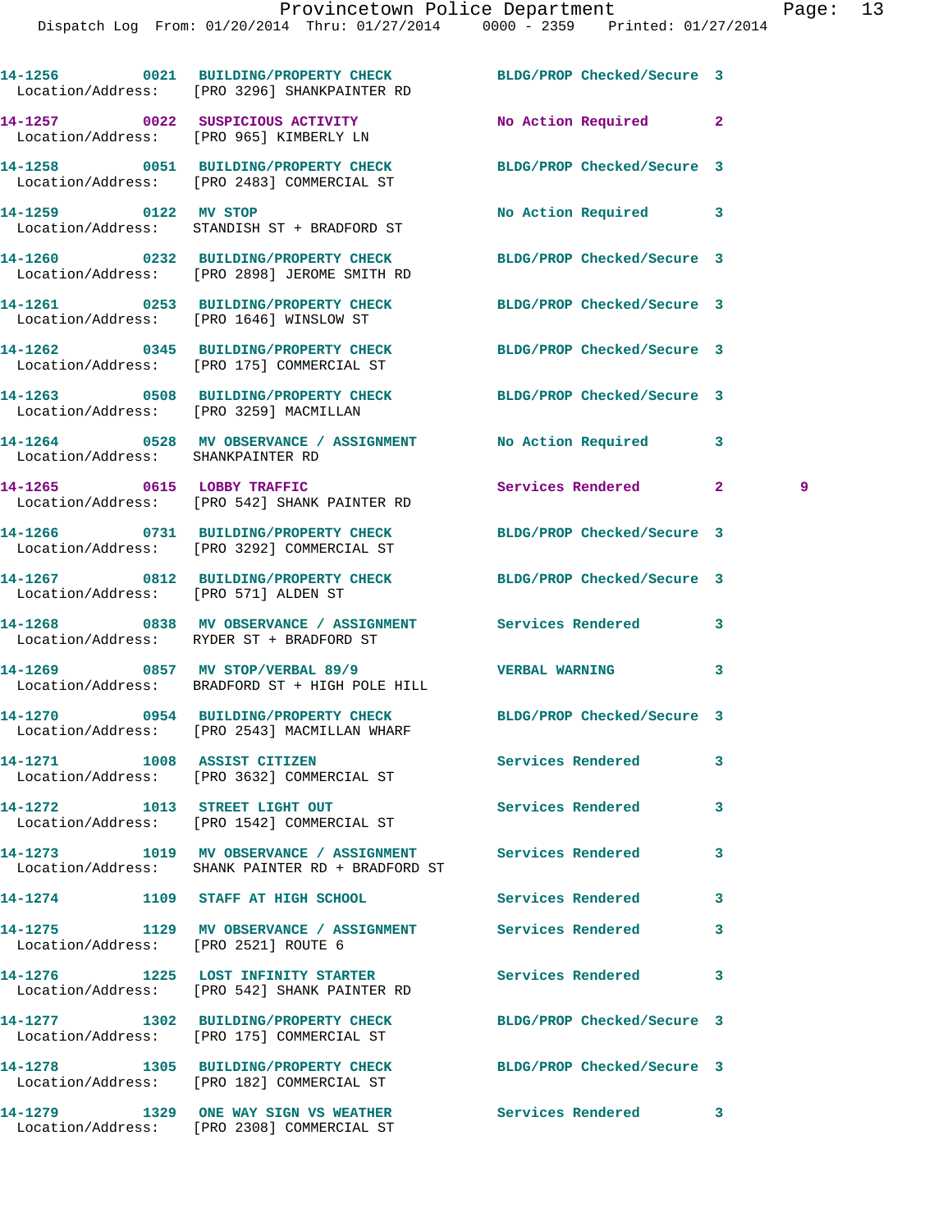14-1256 0021 BUILDING/PROPERTY CHECK BLDG/PROP Checked/Secure 3
Location/Address: [PRO 3296] SHANKPAINTER RD

14-1257 0022 SUSPICIOUS ACTIVITY No Action Required 2
Location/Address: [PRO 965] KIMBERLY LN

14-1258 0051 BUILDING/PROPERTY CHECK BLDG/PROP Checked/Secure 3
Location/Address: [PRO 2483] COMMERCIAL ST

14-1259 0122 MV STOP No Action Required 3
Location/Address: STANDISH ST + BRADFORD ST

14-1260 0232 BUILDING/PROPERTY CHECK BLDG/PROP Checked/Secure 3
Location/Address: [PRO 2898] JEROME SMITH RD

14-1261 0253 BUILDING/PROPERTY CHECK BLDG/PROP Checked/Secure 3
Location/Address: [PRO 1646] WINSLOW ST

14-1262 0345 BUILDING/PROPERTY CHECK BLDG/PROP Checked/Secure 3
Location/Address: [PRO 175] COMMERCIAL ST

14-1263 0508 BUILDING/PROPERTY CHECK BLDG/PROP Checked/Secure 3
Location/Address: [PRO 3259] MACMILLAN

14-1264 0528 MV OBSERVANCE / ASSIGNMENT No Action Required 3
Location/Address: SHANKPAINTER RD

14-1265 0615 LOBBY TRAFFIC Services Rendered 2 9
Location/Address: [PRO 542] SHANK PAINTER RD

14-1266 0731 BUILDING/PROPERTY CHECK BLDG/PROP Checked/Secure 3
Location/Address: [PRO 3292] COMMERCIAL ST

14-1267 0812 BUILDING/PROPERTY CHECK BLDG/PROP Checked/Secure 3
Location/Address: [PRO 571] ALDEN ST

14-1268 0838 MV OBSERVANCE / ASSIGNMENT Services Rendered 3
Location/Address: RYDER ST + BRADFORD ST

14-1269 0857 MV STOP/VERBAL 89/9 VERBAL WARNING 3
Location/Address: BRADFORD ST + HIGH POLE HILL

14-1270 0954 BUILDING/PROPERTY CHECK BLDG/PROP Checked/Secure 3
Location/Address: [PRO 2543] MACMILLAN WHARF

14-1271 1008 ASSIST CITIZEN Services Rendered 3
Location/Address: [PRO 3632] COMMERCIAL ST

14-1272 1013 STREET LIGHT OUT Services Rendered 3
Location/Address: [PRO 1542] COMMERCIAL ST

14-1273 1019 MV OBSERVANCE / ASSIGNMENT Services Rendered 3
Location/Address: SHANK PAINTER RD + BRADFORD ST

14-1274 1109 STAFF AT HIGH SCHOOL Services Rendered 3

14-1275 1129 MV OBSERVANCE / ASSIGNMENT Services Rendered 3
Location/Address: [PRO 2521] ROUTE 6

14-1276 1225 LOST INFINITY STARTER Services Rendered 3
Location/Address: [PRO 542] SHANK PAINTER RD

14-1277 1302 BUILDING/PROPERTY CHECK BLDG/PROP Checked/Secure 3
Location/Address: [PRO 175] COMMERCIAL ST

14-1278 1305 BUILDING/PROPERTY CHECK BLDG/PROP Checked/Secure 3
Location/Address: [PRO 182] COMMERCIAL ST

14-1279 1329 ONE WAY SIGN VS WEATHER Services Rendered 3
Location/Address: [PRO 2308] COMMERCIAL ST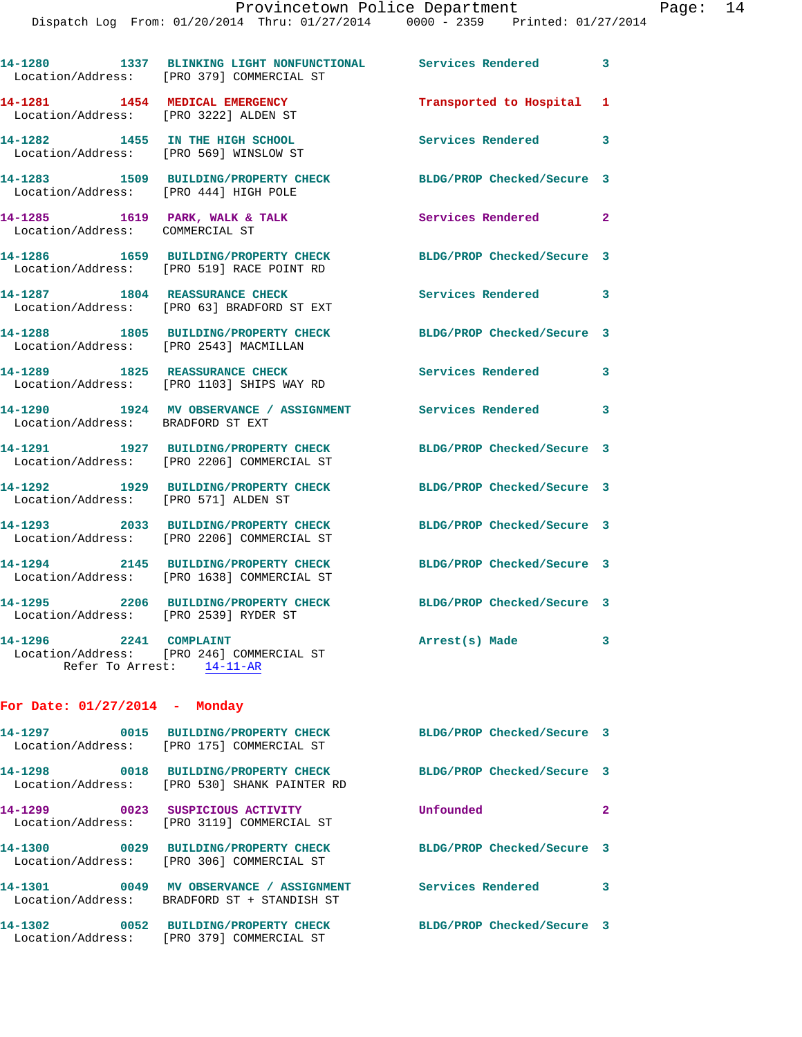14-1280 1337 **BLINKING LIGHT NONFUNCTIONAL** Services Rendered 3
Location/Address: [PRO 379] COMMERCIAL ST

14-1281 1454 **MEDICAL EMERGENCY** Transported to Hospital 1
Location/Address: [PRO 3222] ALDEN ST

14-1282 1455 **IN THE HIGH SCHOOL** Services Rendered 3
Location/Address: [PRO 569] WINSLOW ST

14-1283 1509 **BUILDING/PROPERTY CHECK** BLDG/PROP Checked/Secure 3
Location/Address: [PRO 444] HIGH POLE

14-1285 1619 **PARK, WALK & TALK** Services Rendered 2
Location/Address: COMMERCIAL ST

14-1286 1659 **BUILDING/PROPERTY CHECK** BLDG/PROP Checked/Secure 3
Location/Address: [PRO 519] RACE POINT RD

14-1287 1804 **REASSURANCE CHECK** Services Rendered 3
Location/Address: [PRO 63] BRADFORD ST EXT

14-1288 1805 **BUILDING/PROPERTY CHECK** BLDG/PROP Checked/Secure 3
Location/Address: [PRO 2543] MACMILLAN

14-1289 1825 **REASSURANCE CHECK** Services Rendered 3
Location/Address: [PRO 1103] SHIPS WAY RD

14-1290 1924 **MV OBSERVANCE / ASSIGNMENT** Services Rendered 3
Location/Address: BRADFORD ST EXT

14-1291 1927 **BUILDING/PROPERTY CHECK** BLDG/PROP Checked/Secure 3
Location/Address: [PRO 2206] COMMERCIAL ST

14-1292 1929 **BUILDING/PROPERTY CHECK** BLDG/PROP Checked/Secure 3
Location/Address: [PRO 571] ALDEN ST

14-1293 2033 **BUILDING/PROPERTY CHECK** BLDG/PROP Checked/Secure 3
Location/Address: [PRO 2206] COMMERCIAL ST

14-1294 2145 **BUILDING/PROPERTY CHECK** BLDG/PROP Checked/Secure 3
Location/Address: [PRO 1638] COMMERCIAL ST

14-1295 2206 **BUILDING/PROPERTY CHECK** BLDG/PROP Checked/Secure 3
Location/Address: [PRO 2539] RYDER ST

14-1296 2241 **COMPLAINT** Arrest(s) Made 3
Location/Address: [PRO 246] COMMERCIAL ST
Refer To Arrest: 14-11-AR

## For Date: 01/27/2014 - Monday

14-1297 0015 **BUILDING/PROPERTY CHECK** BLDG/PROP Checked/Secure 3
Location/Address: [PRO 175] COMMERCIAL ST

14-1298 0018 **BUILDING/PROPERTY CHECK** BLDG/PROP Checked/Secure 3
Location/Address: [PRO 530] SHANK PAINTER RD

14-1299 0023 **SUSPICIOUS ACTIVITY** Unfounded 2
Location/Address: [PRO 3119] COMMERCIAL ST

14-1300 0029 **BUILDING/PROPERTY CHECK** BLDG/PROP Checked/Secure 3
Location/Address: [PRO 306] COMMERCIAL ST

14-1301 0049 **MV OBSERVANCE / ASSIGNMENT** Services Rendered 3
Location/Address: BRADFORD ST + STANDISH ST

14-1302 0052 **BUILDING/PROPERTY CHECK** BLDG/PROP Checked/Secure 3
Location/Address: [PRO 379] COMMERCIAL ST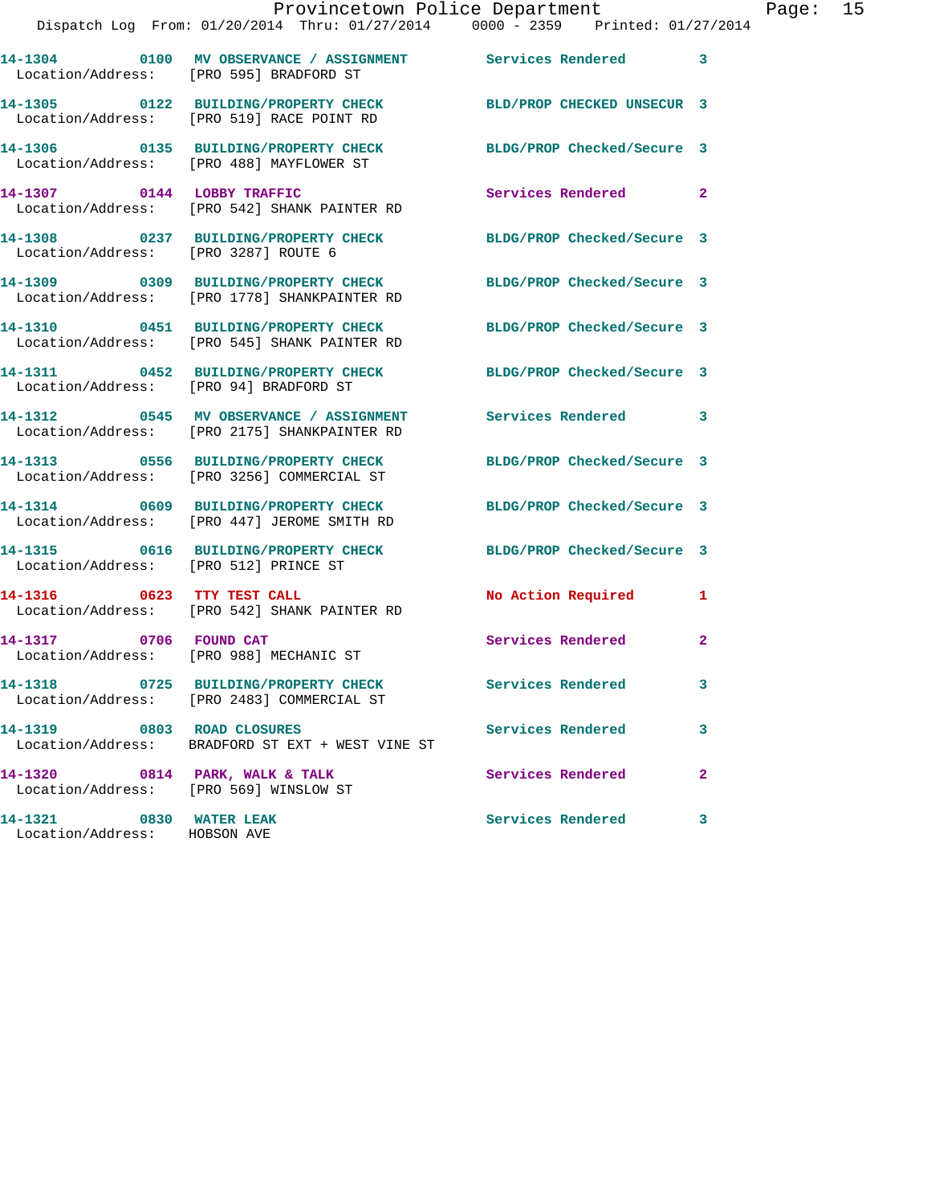14-1304 0100 MV OBSERVANCE / ASSIGNMENT Services Rendered 3
Location/Address: [PRO 595] BRADFORD ST

14-1305 0122 BUILDING/PROPERTY CHECK BLD/PROP CHECKED UNSECUR 3
Location/Address: [PRO 519] RACE POINT RD

14-1306 0135 BUILDING/PROPERTY CHECK BLDG/PROP Checked/Secure 3
Location/Address: [PRO 488] MAYFLOWER ST

14-1307 0144 LOBBY TRAFFIC Services Rendered 2
Location/Address: [PRO 542] SHANK PAINTER RD

14-1308 0237 BUILDING/PROPERTY CHECK BLDG/PROP Checked/Secure 3
Location/Address: [PRO 3287] ROUTE 6

14-1309 0309 BUILDING/PROPERTY CHECK BLDG/PROP Checked/Secure 3
Location/Address: [PRO 1778] SHANKPAINTER RD

14-1310 0451 BUILDING/PROPERTY CHECK BLDG/PROP Checked/Secure 3
Location/Address: [PRO 545] SHANK PAINTER RD

14-1311 0452 BUILDING/PROPERTY CHECK BLDG/PROP Checked/Secure 3
Location/Address: [PRO 94] BRADFORD ST

14-1312 0545 MV OBSERVANCE / ASSIGNMENT Services Rendered 3
Location/Address: [PRO 2175] SHANKPAINTER RD

14-1313 0556 BUILDING/PROPERTY CHECK BLDG/PROP Checked/Secure 3
Location/Address: [PRO 3256] COMMERCIAL ST

14-1314 0609 BUILDING/PROPERTY CHECK BLDG/PROP Checked/Secure 3
Location/Address: [PRO 447] JEROME SMITH RD

14-1315 0616 BUILDING/PROPERTY CHECK BLDG/PROP Checked/Secure 3
Location/Address: [PRO 512] PRINCE ST

14-1316 0623 TTY TEST CALL No Action Required 1
Location/Address: [PRO 542] SHANK PAINTER RD

14-1317 0706 FOUND CAT Services Rendered 2
Location/Address: [PRO 988] MECHANIC ST

14-1318 0725 BUILDING/PROPERTY CHECK Services Rendered 3
Location/Address: [PRO 2483] COMMERCIAL ST

14-1319 0803 ROAD CLOSURES Services Rendered 3
Location/Address: BRADFORD ST EXT + WEST VINE ST

14-1320 0814 PARK, WALK & TALK Services Rendered 2
Location/Address: [PRO 569] WINSLOW ST

14-1321 0830 WATER LEAK Services Rendered 3
Location/Address: HOBSON AVE